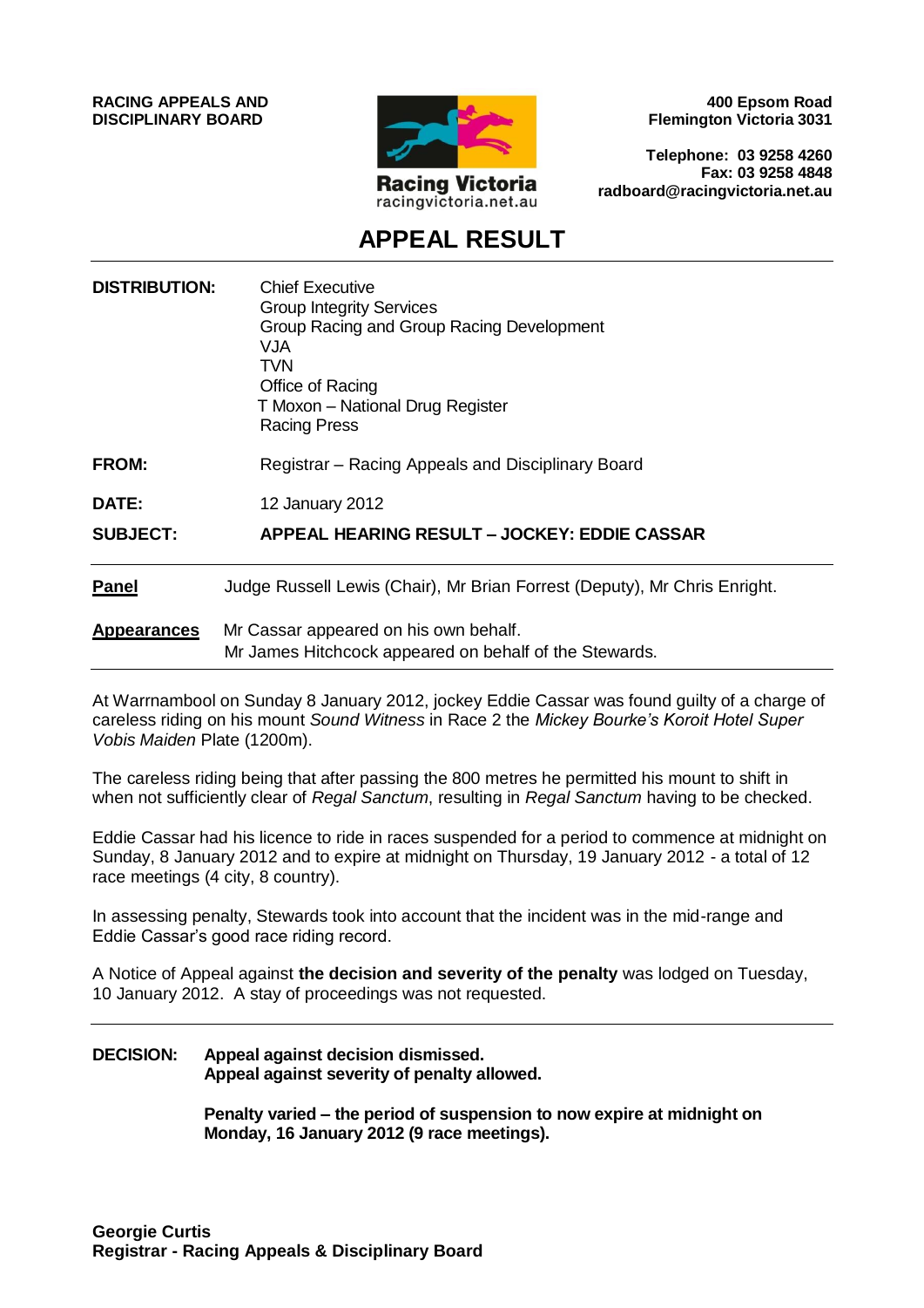**RACING APPEALS AND DISCIPLINARY BOARD**

Racing Victoria
racingvictoria.net.au

**400 Epsom Road**
**Flemington Victoria 3031**

**Telephone: 03 9258 4260**
**Fax: 03 9258 4848**
**radboard@racingvictoria.net.au**

# APPEAL RESULT

| | |
|---|---|
| **DISTRIBUTION:** | Chief Executive<br>Group Integrity Services<br>Group Racing and Group Racing Development<br>VJA<br>TVN<br>Office of Racing<br>T Moxon – National Drug Register<br>Racing Press |
| **FROM:** | Registrar – Racing Appeals and Disciplinary Board |
| **DATE:** | 12 January 2012 |
| **SUBJECT:** | **APPEAL HEARING RESULT – JOCKEY: EDDIE CASSAR** |

**Panel** Judge Russell Lewis (Chair), Mr Brian Forrest (Deputy), Mr Chris Enright.

**Appearances** Mr Cassar appeared on his own behalf.
Mr James Hitchcock appeared on behalf of the Stewards.

At Warrnambool on Sunday 8 January 2012, jockey Eddie Cassar was found guilty of a charge of careless riding on his mount *Sound Witness* in Race 2 the *Mickey Bourke's Koroit Hotel Super Vobis Maiden* Plate (1200m).

The careless riding being that after passing the 800 metres he permitted his mount to shift in when not sufficiently clear of *Regal Sanctum*, resulting in *Regal Sanctum* having to be checked.

Eddie Cassar had his licence to ride in races suspended for a period to commence at midnight on Sunday, 8 January 2012 and to expire at midnight on Thursday, 19 January 2012 - a total of 12 race meetings (4 city, 8 country).

In assessing penalty, Stewards took into account that the incident was in the mid-range and Eddie Cassar's good race riding record.

A Notice of Appeal against **the decision and severity of the penalty** was lodged on Tuesday, 10 January 2012. A stay of proceedings was not requested.

**DECISION:** **Appeal against decision dismissed.**
**Appeal against severity of penalty allowed.**

**Penalty varied – the period of suspension to now expire at midnight on Monday, 16 January 2012 (9 race meetings).**

**Georgie Curtis**
**Registrar - Racing Appeals & Disciplinary Board**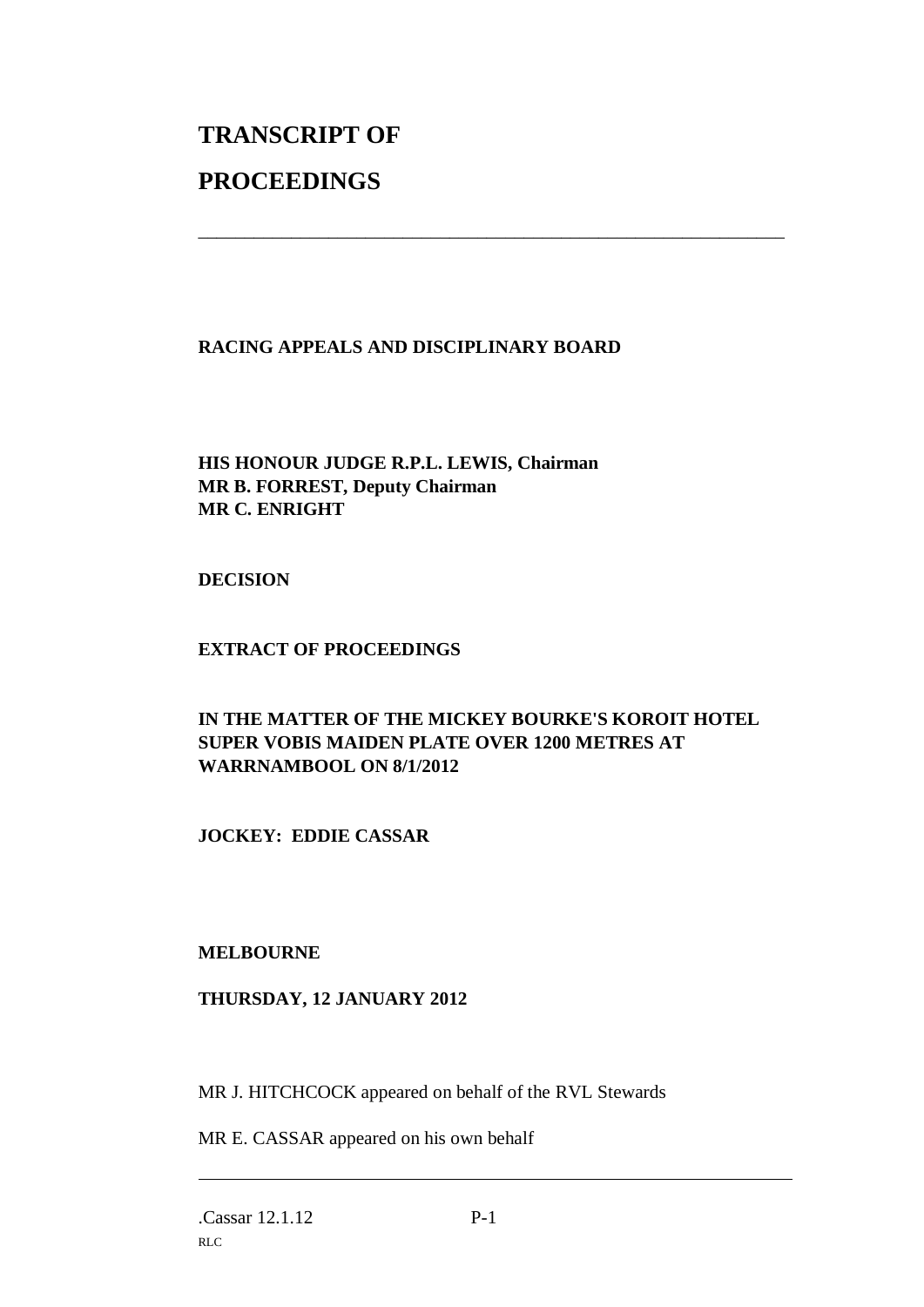# TRANSCRIPT OF

# PROCEEDINGS

---

**RACING APPEALS AND DISCIPLINARY BOARD**

**HIS HONOUR JUDGE R.P.L. LEWIS, Chairman**
**MR B. FORREST, Deputy Chairman**
**MR C. ENRIGHT**

**DECISION**

**EXTRACT OF PROCEEDINGS**

**IN THE MATTER OF THE MICKEY BOURKE'S KOROIT HOTEL SUPER VOBIS MAIDEN PLATE OVER 1200 METRES AT WARRNAMBOOL ON 8/1/2012**

**JOCKEY: EDDIE CASSAR**

**MELBOURNE**

**THURSDAY, 12 JANUARY 2012**

MR J. HITCHCOCK appeared on behalf of the RVL Stewards

MR E. CASSAR appeared on his own behalf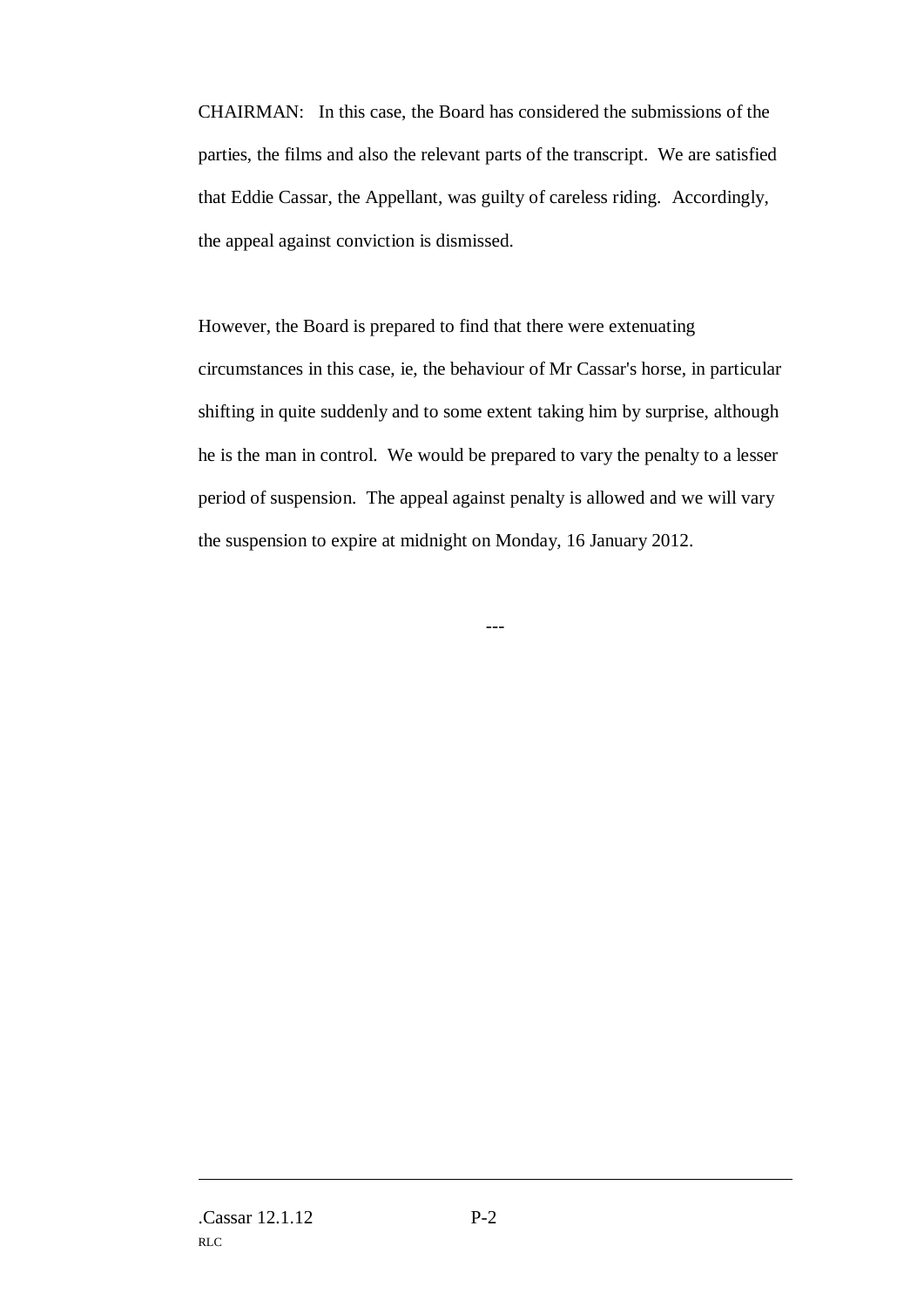CHAIRMAN: In this case, the Board has considered the submissions of the parties, the films and also the relevant parts of the transcript. We are satisfied that Eddie Cassar, the Appellant, was guilty of careless riding. Accordingly, the appeal against conviction is dismissed.

However, the Board is prepared to find that there were extenuating circumstances in this case, ie, the behaviour of Mr Cassar's horse, in particular shifting in quite suddenly and to some extent taking him by surprise, although he is the man in control. We would be prepared to vary the penalty to a lesser period of suspension. The appeal against penalty is allowed and we will vary the suspension to expire at midnight on Monday, 16 January 2012.

---